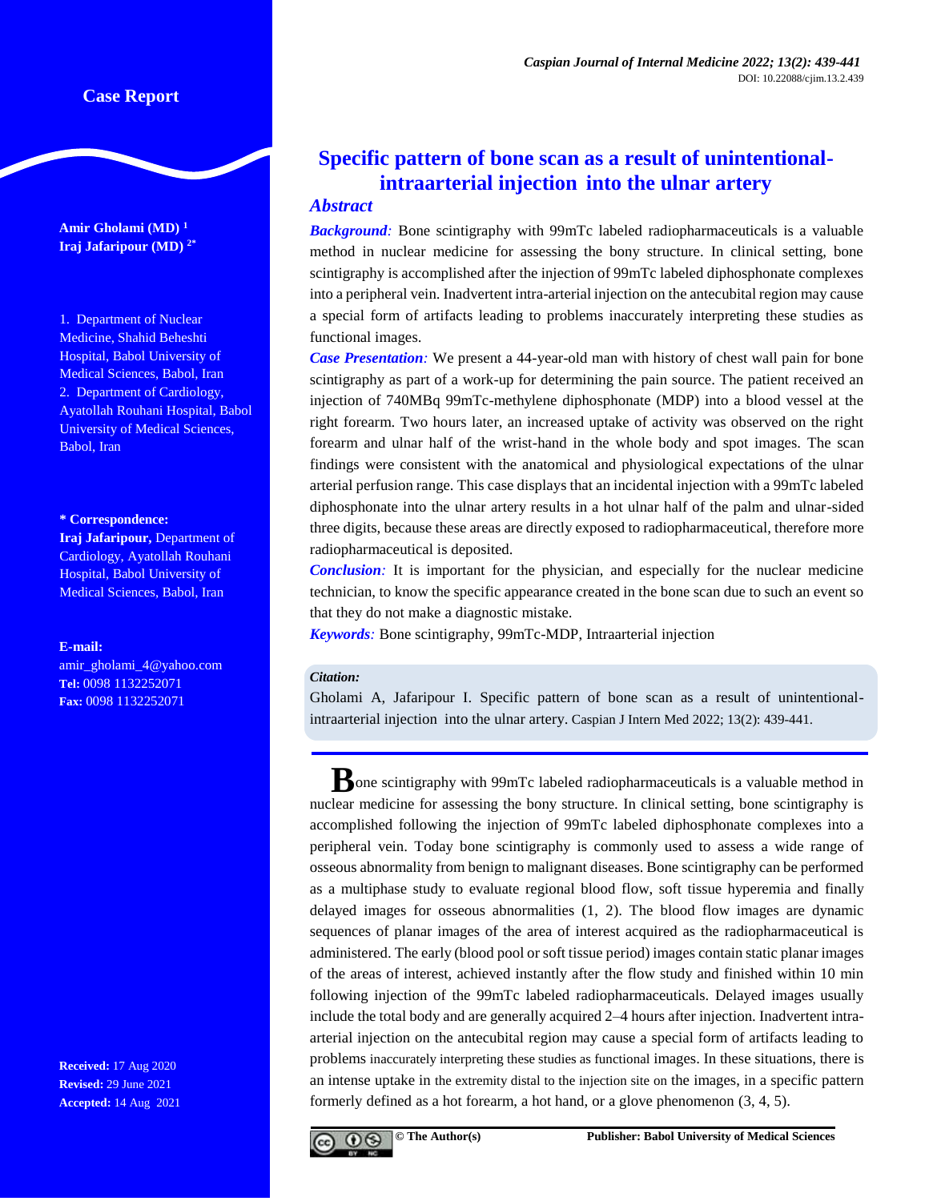Case Report

# Specific pattern of bone scan as a result of unintentional-intraarterial injection into the ulnar artery

**Amir Gholami (MD)** [1]
**Iraj Jafaripour (MD)** [2*]

1. Department of Nuclear Medicine, Shahid Beheshti Hospital, Babol University of Medical Sciences, Babol, Iran
2. Department of Cardiology, Ayatollah Rouhani Hospital, Babol University of Medical Sciences, Babol, Iran

**\* Correspondence:**
**Iraj Jafaripour,** Department of Cardiology, Ayatollah Rouhani Hospital, Babol University of Medical Sciences, Babol, Iran

**E-mail:** amir_gholami_4@yahoo.com
**Tel:** 0098 1132252071
**Fax:** 0098 1132252071

**Received:** 17 Aug 2020
**Revised:** 29 June 2021
**Accepted:** 14 Aug 2021

## Abstract

***Background:*** Bone scintigraphy with 99mTc labeled radiopharmaceuticals is a valuable method in nuclear medicine for assessing the bony structure. In clinical setting, bone scintigraphy is accomplished after the injection of 99mTc labeled diphosphonate complexes into a peripheral vein. Inadvertent intra-arterial injection on the antecubital region may cause a special form of artifacts leading to problems inaccurately interpreting these studies as functional images.

***Case Presentation:*** We present a 44-year-old man with history of chest wall pain for bone scintigraphy as part of a work-up for determining the pain source. The patient received an injection of 740MBq 99mTc-methylene diphosphonate (MDP) into a blood vessel at the right forearm. Two hours later, an increased uptake of activity was observed on the right forearm and ulnar half of the wrist-hand in the whole body and spot images. The scan findings were consistent with the anatomical and physiological expectations of the ulnar arterial perfusion range. This case displays that an incidental injection with a 99mTc labeled diphosphonate into the ulnar artery results in a hot ulnar half of the palm and ulnar-sided three digits, because these areas are directly exposed to radiopharmaceutical, therefore more radiopharmaceutical is deposited.

***Conclusion:*** It is important for the physician, and especially for the nuclear medicine technician, to know the specific appearance created in the bone scan due to such an event so that they do not make a diagnostic mistake.

***Keywords:*** Bone scintigraphy, 99mTc-MDP, Intraarterial injection

**Citation:**
Gholami A, Jafaripour I. Specific pattern of bone scan as a result of unintentional-intraarterial injection into the ulnar artery. Caspian J Intern Med 2022; 13(2): 439-441.

Bone scintigraphy with 99mTc labeled radiopharmaceuticals is a valuable method in nuclear medicine for assessing the bony structure. In clinical setting, bone scintigraphy is accomplished following the injection of 99mTc labeled diphosphonate complexes into a peripheral vein. Today bone scintigraphy is commonly used to assess a wide range of osseous abnormality from benign to malignant diseases. Bone scintigraphy can be performed as a multiphase study to evaluate regional blood flow, soft tissue hyperemia and finally delayed images for osseous abnormalities (1, 2). The blood flow images are dynamic sequences of planar images of the area of interest acquired as the radiopharmaceutical is administered. The early (blood pool or soft tissue period) images contain static planar images of the areas of interest, achieved instantly after the flow study and finished within 10 min following injection of the 99mTc labeled radiopharmaceuticals. Delayed images usually include the total body and are generally acquired 2–4 hours after injection. Inadvertent intra-arterial injection on the antecubital region may cause a special form of artifacts leading to problems inaccurately interpreting these studies as functional images. In these situations, there is an intense uptake in the extremity distal to the injection site on the images, in a specific pattern formerly defined as a hot forearm, a hot hand, or a glove phenomenon (3, 4, 5).

© The Author(s) Publisher: Babol University of Medical Sciences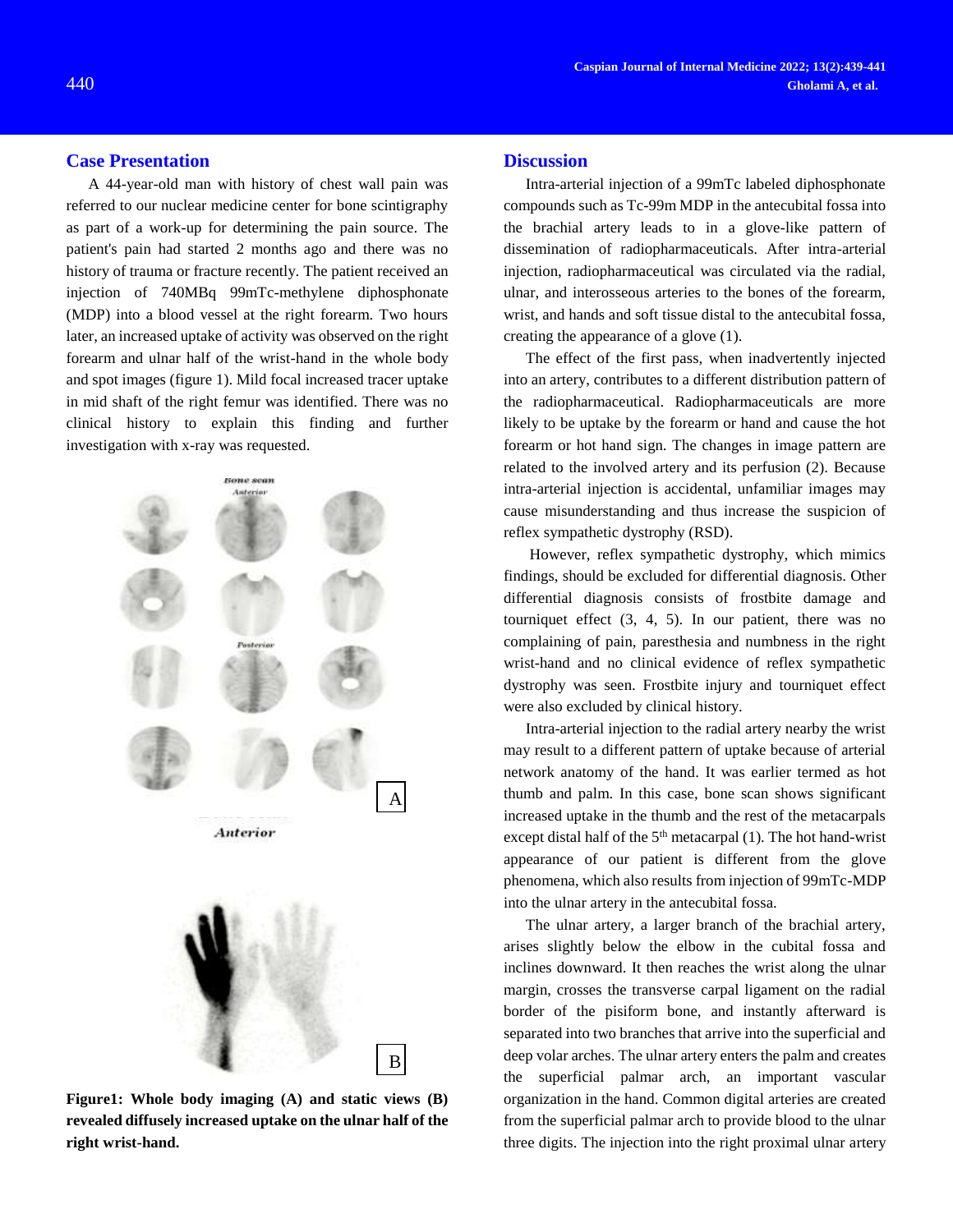## Case Presentation

A 44-year-old man with history of chest wall pain was referred to our nuclear medicine center for bone scintigraphy as part of a work-up for determining the pain source. The patient's pain had started 2 months ago and there was no history of trauma or fracture recently. The patient received an injection of 740MBq 99mTc-methylene diphosphonate (MDP) into a blood vessel at the right forearm. Two hours later, an increased uptake of activity was observed on the right forearm and ulnar half of the wrist-hand in the whole body and spot images (figure 1). Mild focal increased tracer uptake in mid shaft of the right femur was identified. There was no clinical history to explain this finding and further investigation with x-ray was requested.

**Figure1: Whole body imaging (A) and static views (B) revealed diffusely increased uptake on the ulnar half of the right wrist-hand.**

## Discussion

Intra-arterial injection of a 99mTc labeled diphosphonate compounds such as Tc-99m MDP in the antecubital fossa into the brachial artery leads to in a glove-like pattern of dissemination of radiopharmaceuticals. After intra-arterial injection, radiopharmaceutical was circulated via the radial, ulnar, and interosseous arteries to the bones of the forearm, wrist, and hands and soft tissue distal to the antecubital fossa, creating the appearance of a glove (1).

The effect of the first pass, when inadvertently injected into an artery, contributes to a different distribution pattern of the radiopharmaceutical. Radiopharmaceuticals are more likely to be uptake by the forearm or hand and cause the hot forearm or hot hand sign. The changes in image pattern are related to the involved artery and its perfusion (2). Because intra-arterial injection is accidental, unfamiliar images may cause misunderstanding and thus increase the suspicion of reflex sympathetic dystrophy (RSD).

However, reflex sympathetic dystrophy, which mimics findings, should be excluded for differential diagnosis. Other differential diagnosis consists of frostbite damage and tourniquet effect (3, 4, 5). In our patient, there was no complaining of pain, paresthesia and numbness in the right wrist-hand and no clinical evidence of reflex sympathetic dystrophy was seen. Frostbite injury and tourniquet effect were also excluded by clinical history.

Intra-arterial injection to the radial artery nearby the wrist may result to a different pattern of uptake because of arterial network anatomy of the hand. It was earlier termed as hot thumb and palm. In this case, bone scan shows significant increased uptake in the thumb and the rest of the metacarpals except distal half of the 5$^{th}$ metacarpal (1). The hot hand-wrist appearance of our patient is different from the glove phenomena, which also results from injection of 99mTc-MDP into the ulnar artery in the antecubital fossa.

The ulnar artery, a larger branch of the brachial artery, arises slightly below the elbow in the cubital fossa and inclines downward. It then reaches the wrist along the ulnar margin, crosses the transverse carpal ligament on the radial border of the pisiform bone, and instantly afterward is separated into two branches that arrive into the superficial and deep volar arches. The ulnar artery enters the palm and creates the superficial palmar arch, an important vascular organization in the hand. Common digital arteries are created from the superficial palmar arch to provide blood to the ulnar three digits. The injection into the right proximal ulnar artery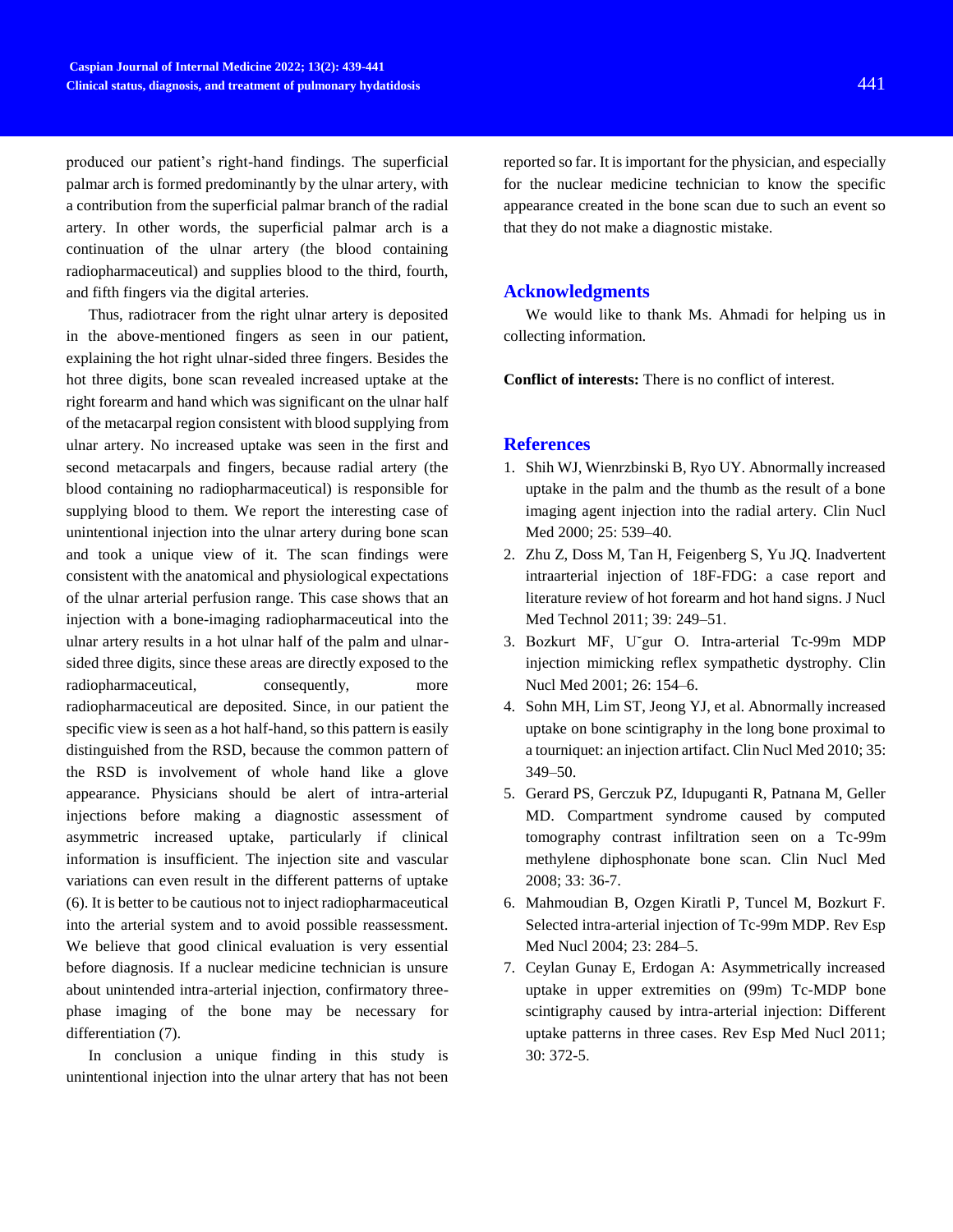produced our patient's right-hand findings. The superficial palmar arch is formed predominantly by the ulnar artery, with a contribution from the superficial palmar branch of the radial artery. In other words, the superficial palmar arch is a continuation of the ulnar artery (the blood containing radiopharmaceutical) and supplies blood to the third, fourth, and fifth fingers via the digital arteries.

Thus, radiotracer from the right ulnar artery is deposited in the above-mentioned fingers as seen in our patient, explaining the hot right ulnar-sided three fingers. Besides the hot three digits, bone scan revealed increased uptake at the right forearm and hand which was significant on the ulnar half of the metacarpal region consistent with blood supplying from ulnar artery. No increased uptake was seen in the first and second metacarpals and fingers, because radial artery (the blood containing no radiopharmaceutical) is responsible for supplying blood to them. We report the interesting case of unintentional injection into the ulnar artery during bone scan and took a unique view of it. The scan findings were consistent with the anatomical and physiological expectations of the ulnar arterial perfusion range. This case shows that an injection with a bone-imaging radiopharmaceutical into the ulnar artery results in a hot ulnar half of the palm and ulnar-sided three digits, since these areas are directly exposed to the radiopharmaceutical, consequently, more radiopharmaceutical are deposited. Since, in our patient the specific view is seen as a hot half-hand, so this pattern is easily distinguished from the RSD, because the common pattern of the RSD is involvement of whole hand like a glove appearance. Physicians should be alert of intra-arterial injections before making a diagnostic assessment of asymmetric increased uptake, particularly if clinical information is insufficient. The injection site and vascular variations can even result in the different patterns of uptake (6). It is better to be cautious not to inject radiopharmaceutical into the arterial system and to avoid possible reassessment. We believe that good clinical evaluation is very essential before diagnosis. If a nuclear medicine technician is unsure about unintended intra-arterial injection, confirmatory three-phase imaging of the bone may be necessary for differentiation (7).

In conclusion a unique finding in this study is unintentional injection into the ulnar artery that has not been reported so far. It is important for the physician, and especially for the nuclear medicine technician to know the specific appearance created in the bone scan due to such an event so that they do not make a diagnostic mistake.

## Acknowledgments

We would like to thank Ms. Ahmadi for helping us in collecting information.

**Conflict of interests:** There is no conflict of interest.

## References

1. Shih WJ, Wienrzbinski B, Ryo UY. Abnormally increased uptake in the palm and the thumb as the result of a bone imaging agent injection into the radial artery. Clin Nucl Med 2000; 25: 539–40.
2. Zhu Z, Doss M, Tan H, Feigenberg S, Yu JQ. Inadvertent intraarterial injection of 18F-FDG: a case report and literature review of hot forearm and hot hand signs. J Nucl Med Technol 2011; 39: 249–51.
3. Bozkurt MF, U˘gur O. Intra-arterial Tc-99m MDP injection mimicking reflex sympathetic dystrophy. Clin Nucl Med 2001; 26: 154–6.
4. Sohn MH, Lim ST, Jeong YJ, et al. Abnormally increased uptake on bone scintigraphy in the long bone proximal to a tourniquet: an injection artifact. Clin Nucl Med 2010; 35: 349–50.
5. Gerard PS, Gerczuk PZ, Idupuganti R, Patnana M, Geller MD. Compartment syndrome caused by computed tomography contrast infiltration seen on a Tc-99m methylene diphosphonate bone scan. Clin Nucl Med 2008; 33: 36-7.
6. Mahmoudian B, Ozgen Kiratli P, Tuncel M, Bozkurt F. Selected intra-arterial injection of Tc-99m MDP. Rev Esp Med Nucl 2004; 23: 284–5.
7. Ceylan Gunay E, Erdogan A: Asymmetrically increased uptake in upper extremities on (99m) Tc-MDP bone scintigraphy caused by intra-arterial injection: Different uptake patterns in three cases. Rev Esp Med Nucl 2011; 30: 372-5.